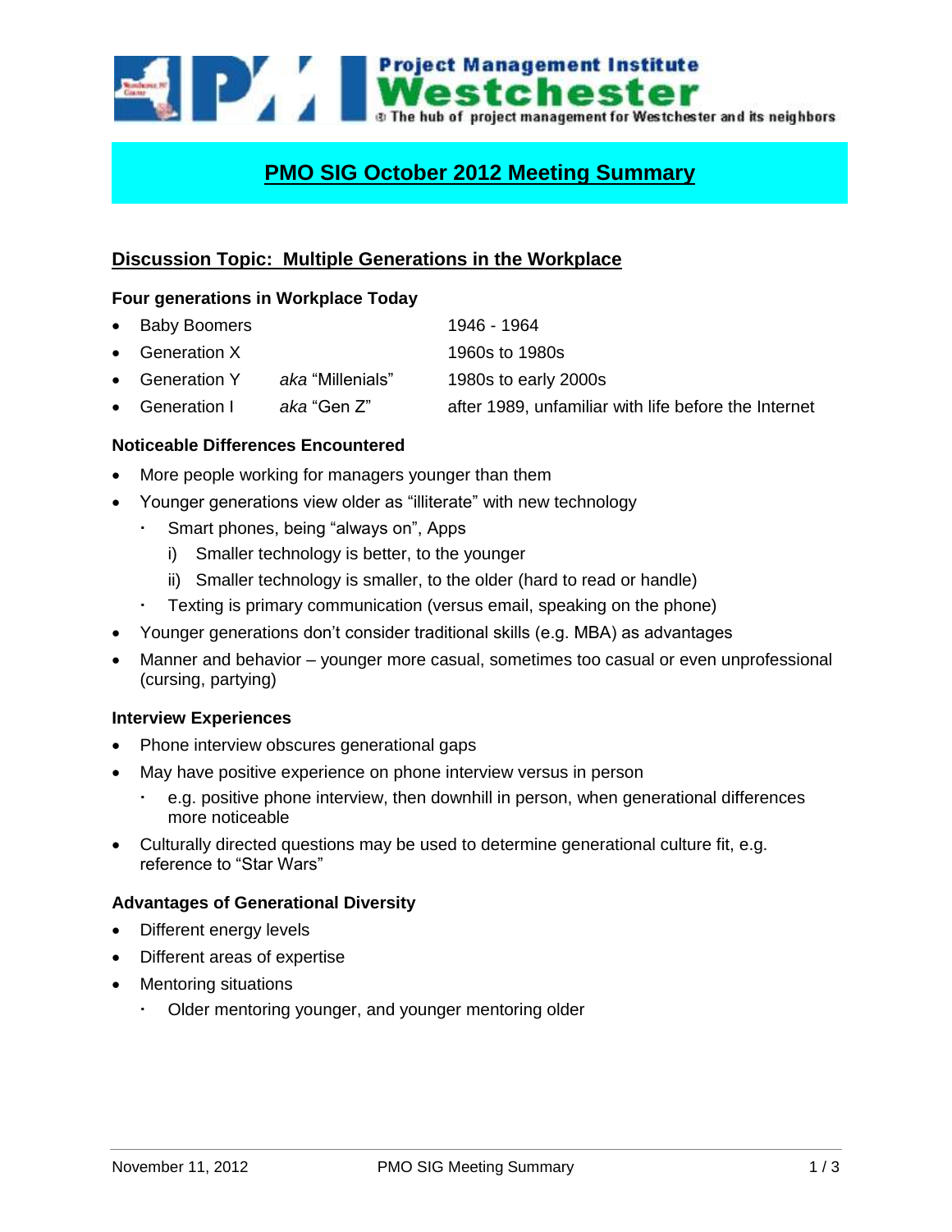Project Management Institute
Westchester
The hub of project management for Westchester and its neighbors

# PMO SIG October 2012 Meeting Summary

## Discussion Topic: Multiple Generations in the Workplace

### Four generations in Workplace Today

- Baby Boomers — 1946 - 1964
- Generation X — 1960s to 1980s
- Generation Y *aka* "Millenials" — 1980s to early 2000s
- Generation I *aka* "Gen Z" — after 1989, unfamiliar with life before the Internet

### Noticeable Differences Encountered

- More people working for managers younger than them
- Younger generations view older as "illiterate" with new technology
  - Smart phones, being "always on", Apps
    - i) Smaller technology is better, to the younger
    - ii) Smaller technology is smaller, to the older (hard to read or handle)
  - Texting is primary communication (versus email, speaking on the phone)
- Younger generations don't consider traditional skills (e.g. MBA) as advantages
- Manner and behavior – younger more casual, sometimes too casual or even unprofessional (cursing, partying)

### Interview Experiences

- Phone interview obscures generational gaps
- May have positive experience on phone interview versus in person
  - e.g. positive phone interview, then downhill in person, when generational differences more noticeable
- Culturally directed questions may be used to determine generational culture fit, e.g. reference to "Star Wars"

### Advantages of Generational Diversity

- Different energy levels
- Different areas of expertise
- Mentoring situations
  - Older mentoring younger, and younger mentoring older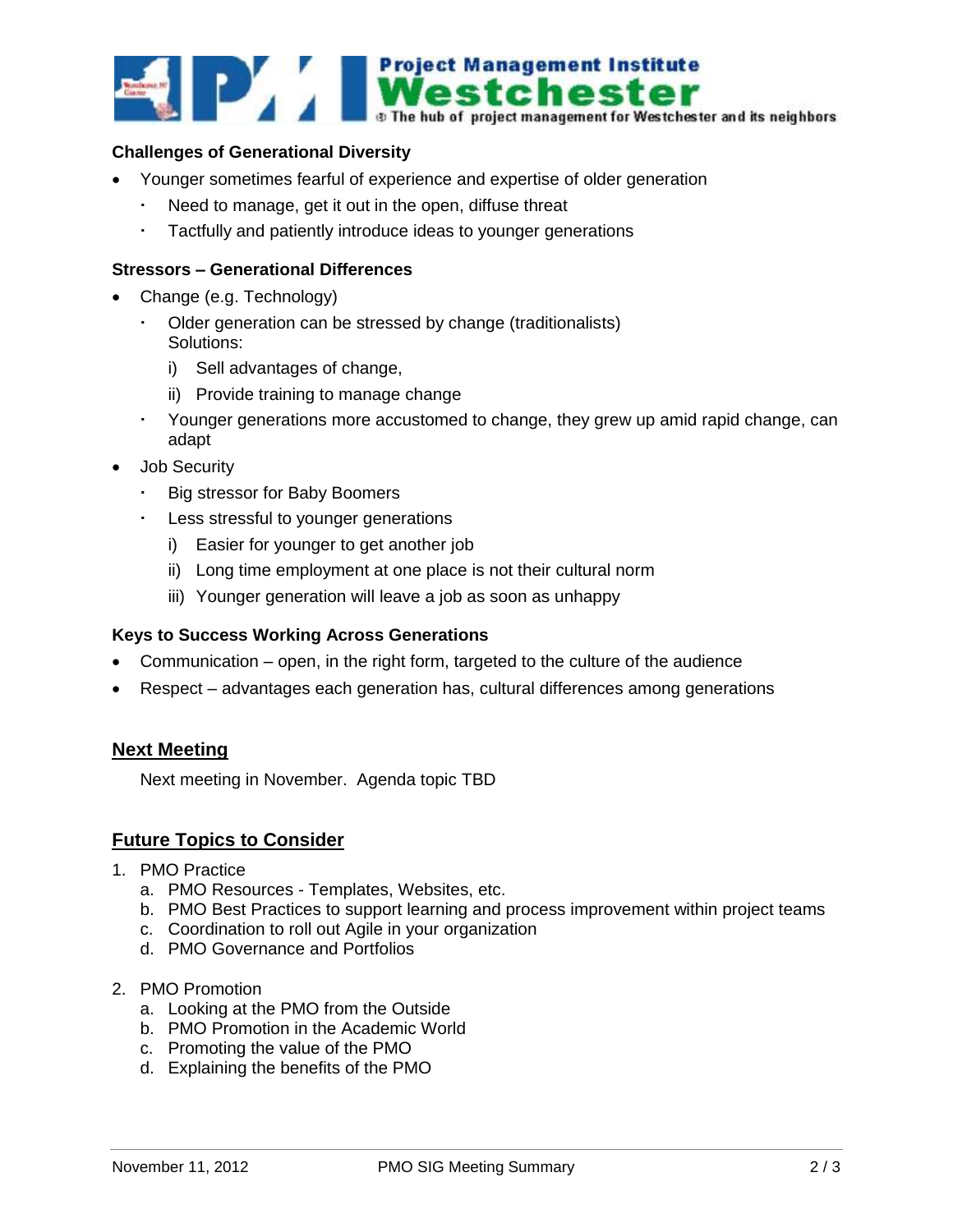### Challenges of Generational Diversity

- Younger sometimes fearful of experience and expertise of older generation
  - Need to manage, get it out in the open, diffuse threat
  - Tactfully and patiently introduce ideas to younger generations

### Stressors – Generational Differences

- Change (e.g. Technology)
  - Older generation can be stressed by change (traditionalists)
    Solutions:
    - i) Sell advantages of change,
    - ii) Provide training to manage change
  - Younger generations more accustomed to change, they grew up amid rapid change, can adapt
- Job Security
  - Big stressor for Baby Boomers
  - Less stressful to younger generations
    - i) Easier for younger to get another job
    - ii) Long time employment at one place is not their cultural norm
    - iii) Younger generation will leave a job as soon as unhappy

### Keys to Success Working Across Generations

- Communication – open, in the right form, targeted to the culture of the audience
- Respect – advantages each generation has, cultural differences among generations

## Next Meeting

Next meeting in November. Agenda topic TBD

## Future Topics to Consider

1. PMO Practice
   a. PMO Resources - Templates, Websites, etc.
   b. PMO Best Practices to support learning and process improvement within project teams
   c. Coordination to roll out Agile in your organization
   d. PMO Governance and Portfolios

2. PMO Promotion
   a. Looking at the PMO from the Outside
   b. PMO Promotion in the Academic World
   c. Promoting the value of the PMO
   d. Explaining the benefits of the PMO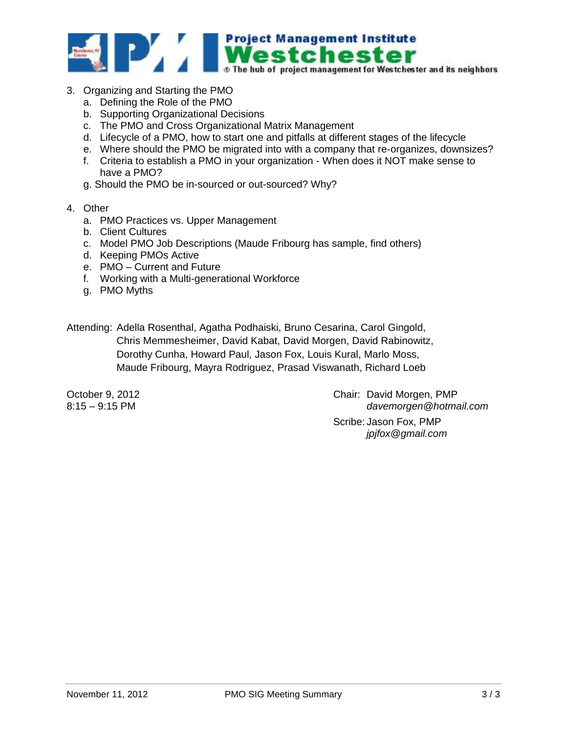3. Organizing and Starting the PMO
   a. Defining the Role of the PMO
   b. Supporting Organizational Decisions
   c. The PMO and Cross Organizational Matrix Management
   d. Lifecycle of a PMO, how to start one and pitfalls at different stages of the lifecycle
   e. Where should the PMO be migrated into with a company that re-organizes, downsizes?
   f. Criteria to establish a PMO in your organization - When does it NOT make sense to have a PMO?
   g. Should the PMO be in-sourced or out-sourced? Why?

4. Other
   a. PMO Practices vs. Upper Management
   b. Client Cultures
   c. Model PMO Job Descriptions (Maude Fribourg has sample, find others)
   d. Keeping PMOs Active
   e. PMO – Current and Future
   f. Working with a Multi-generational Workforce
   g. PMO Myths

Attending: Adella Rosenthal, Agatha Podhaiski, Bruno Cesarina, Carol Gingold, Chris Memmesheimer, David Kabat, David Morgen, David Rabinowitz, Dorothy Cunha, Howard Paul, Jason Fox, Louis Kural, Marlo Moss, Maude Fribourg, Mayra Rodriguez, Prasad Viswanath, Richard Loeb

October 9, 2012
8:15 – 9:15 PM

Chair: David Morgen, PMP
*davemorgen@hotmail.com*

Scribe: Jason Fox, PMP
*jpjfox@gmail.com*